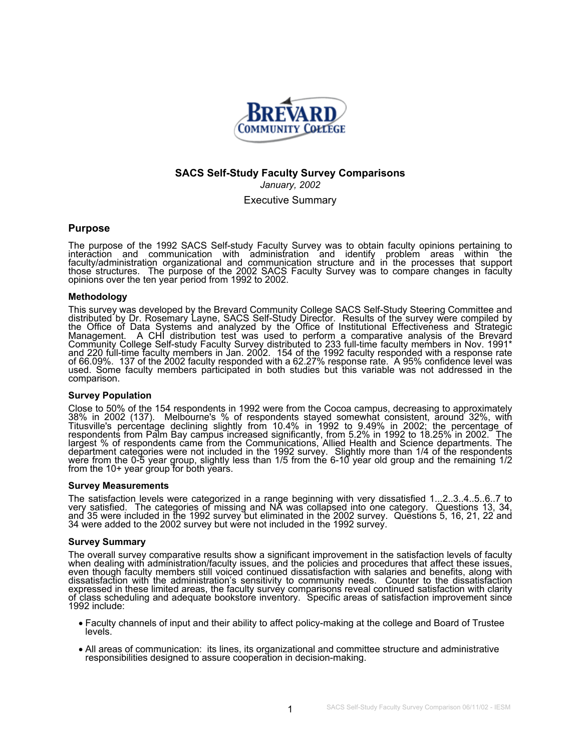**SACS Self-Study Faculty Survey Comparisons**

*January, 2002*

Executive Summary

## Purpose

The purpose of the 1992 SACS Self-study Faculty Survey was to obtain faculty opinions pertaining to interaction and communication with administration and identify problem areas within the faculty/administration organizational and communication structure and in the processes that support those structures. The purpose of the 2002 SACS Faculty Survey was to compare changes in faculty opinions over the ten year period from 1992 to 2002.

### Methodology

This survey was developed by the Brevard Community College SACS Self-Study Steering Committee and distributed by Dr. Rosemary Layne, SACS Self-Study Director. Results of the survey were compiled by the Office of Data Systems and analyzed by the Office of Institutional Effectiveness and Strategic Management. A CHI distribution test was used to perform a comparative analysis of the Brevard Community College Self-study Faculty Survey distributed to 233 full-time faculty members in Nov. 1991* and 220 full-time faculty members in Jan. 2002. 154 of the 1992 faculty responded with a response rate of 66.09%. 137 of the 2002 faculty responded with a 62.27% response rate. A 95% confidence level was used. Some faculty members participated in both studies but this variable was not addressed in the comparison.

### Survey Population

Close to 50% of the 154 respondents in 1992 were from the Cocoa campus, decreasing to approximately 38% in 2002 (137). Melbourne's % of respondents stayed somewhat consistent, around 32%, with Titusville's percentage declining slightly from 10.4% in 1992 to 9.49% in 2002; the percentage of respondents from Palm Bay campus increased significantly, from 5.2% in 1992 to 18.25% in 2002. The largest % of respondents came from the Communications, Allied Health and Science departments. The department categories were not included in the 1992 survey. Slightly more than 1/4 of the respondents were from the 0-5 year group, slightly less than 1/5 from the 6-10 year old group and the remaining 1/2 from the 10+ year group for both years.

### Survey Measurements

The satisfaction levels were categorized in a range beginning with very dissatisfied 1...2..3..4..5..6..7 to very satisfied. The categories of missing and NA was collapsed into one category. Questions 13, 34, and 35 were included in the 1992 survey but eliminated in the 2002 survey. Questions 5, 16, 21, 22 and 34 were added to the 2002 survey but were not included in the 1992 survey.

### Survey Summary

The overall survey comparative results show a significant improvement in the satisfaction levels of faculty when dealing with administration/faculty issues, and the policies and procedures that affect these issues, even though faculty members still voiced continued dissatisfaction with salaries and benefits, along with dissatisfaction with the administration's sensitivity to community needs. Counter to the dissatisfaction expressed in these limited areas, the faculty survey comparisons reveal continued satisfaction with clarity of class scheduling and adequate bookstore inventory. Specific areas of satisfaction improvement since 1992 include:

- Faculty channels of input and their ability to affect policy-making at the college and Board of Trustee levels.
- All areas of communication: its lines, its organizational and committee structure and administrative responsibilities designed to assure cooperation in decision-making.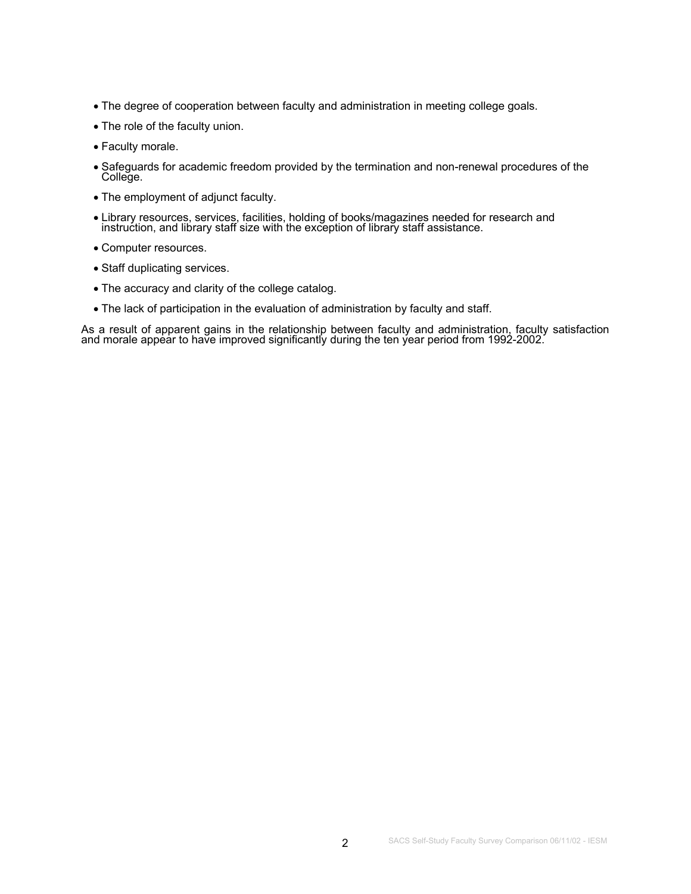- The degree of cooperation between faculty and administration in meeting college goals.
- The role of the faculty union.
- Faculty morale.
- Safeguards for academic freedom provided by the termination and non-renewal procedures of the College.
- The employment of adjunct faculty.
- Library resources, services, facilities, holding of books/magazines needed for research and instruction, and library staff size with the exception of library staff assistance.
- Computer resources.
- Staff duplicating services.
- The accuracy and clarity of the college catalog.
- The lack of participation in the evaluation of administration by faculty and staff.

As a result of apparent gains in the relationship between faculty and administration, faculty satisfaction and morale appear to have improved significantly during the ten year period from 1992-2002.